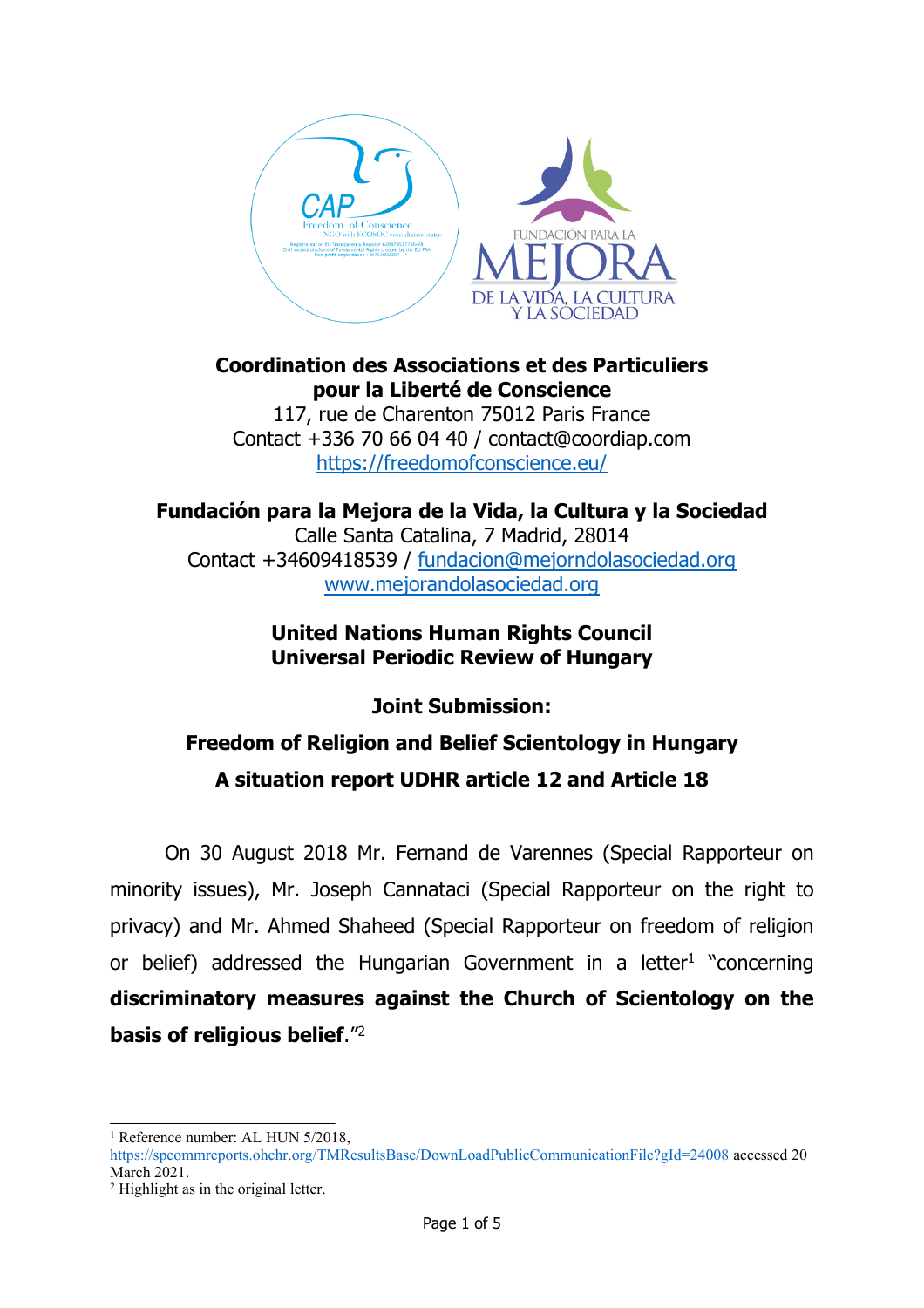**Coordination des Associations et des Particuliers pour la Liberté de Conscience**
117, rue de Charenton 75012 Paris France
Contact +336 70 66 04 40 / contact@coordiap.com
https://freedomofconscience.eu/

**Fundación para la Mejora de la Vida, la Cultura y la Sociedad**
Calle Santa Catalina, 7 Madrid, 28014
Contact +34609418539 / fundacion@mejorndolasociedad.org
www.mejorandolasociedad.org

## United Nations Human Rights Council
## Universal Periodic Review of Hungary

## Joint Submission:

## Freedom of Religion and Belief Scientology in Hungary

## A situation report UDHR article 12 and Article 18

On 30 August 2018 Mr. Fernand de Varennes (Special Rapporteur on minority issues), Mr. Joseph Cannataci (Special Rapporteur on the right to privacy) and Mr. Ahmed Shaheed (Special Rapporteur on freedom of religion or belief) addressed the Hungarian Government in a letter[1] "concerning **discriminatory measures against the Church of Scientology on the basis of religious belief**."[2]

---

[1] Reference number: AL HUN 5/2018, https://spcommreports.ohchr.org/TMResultsBase/DownLoadPublicCommunicationFile?gId=24008 accessed 20 March 2021.

[2] Highlight as in the original letter.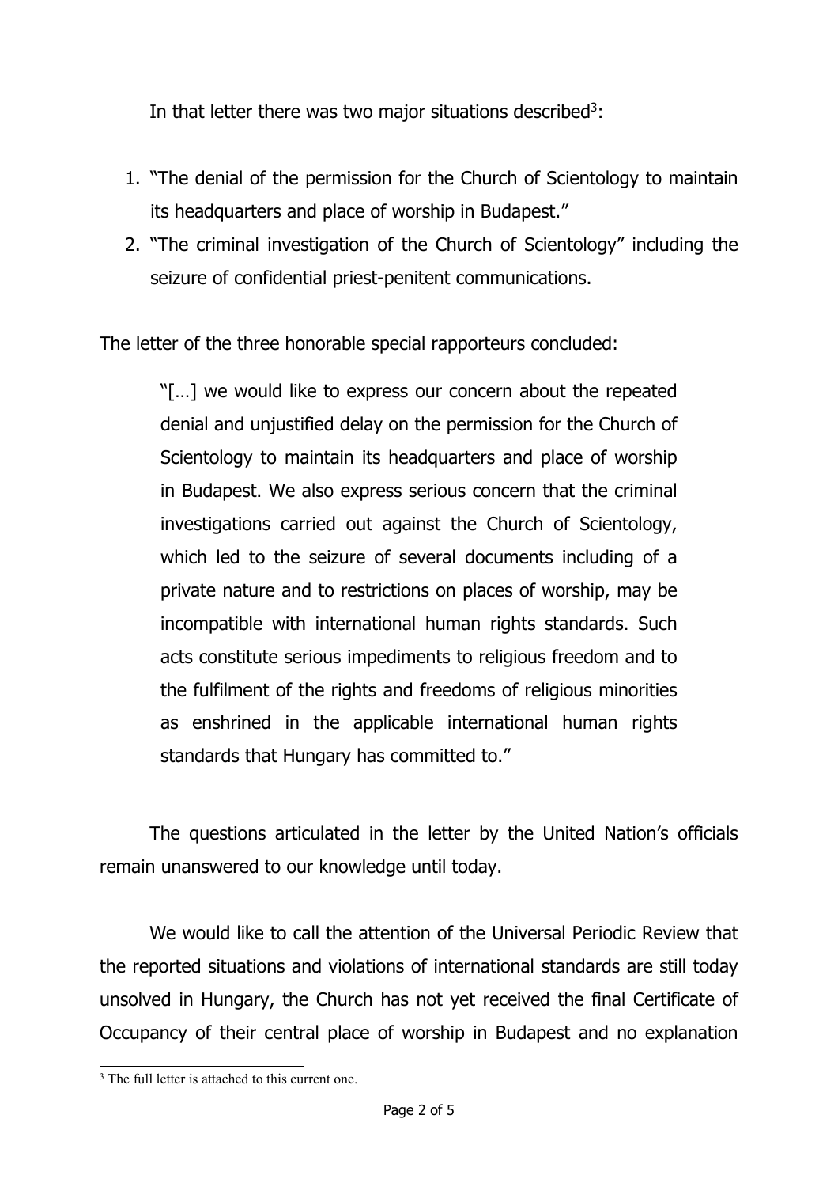In that letter there was two major situations described[3]:

1. "The denial of the permission for the Church of Scientology to maintain its headquarters and place of worship in Budapest."
2. "The criminal investigation of the Church of Scientology" including the seizure of confidential priest-penitent communications.

The letter of the three honorable special rapporteurs concluded:

> "[…] we would like to express our concern about the repeated denial and unjustified delay on the permission for the Church of Scientology to maintain its headquarters and place of worship in Budapest. We also express serious concern that the criminal investigations carried out against the Church of Scientology, which led to the seizure of several documents including of a private nature and to restrictions on places of worship, may be incompatible with international human rights standards. Such acts constitute serious impediments to religious freedom and to the fulfilment of the rights and freedoms of religious minorities as enshrined in the applicable international human rights standards that Hungary has committed to."

The questions articulated in the letter by the United Nation's officials remain unanswered to our knowledge until today.

We would like to call the attention of the Universal Periodic Review that the reported situations and violations of international standards are still today unsolved in Hungary, the Church has not yet received the final Certificate of Occupancy of their central place of worship in Budapest and no explanation

[3] The full letter is attached to this current one.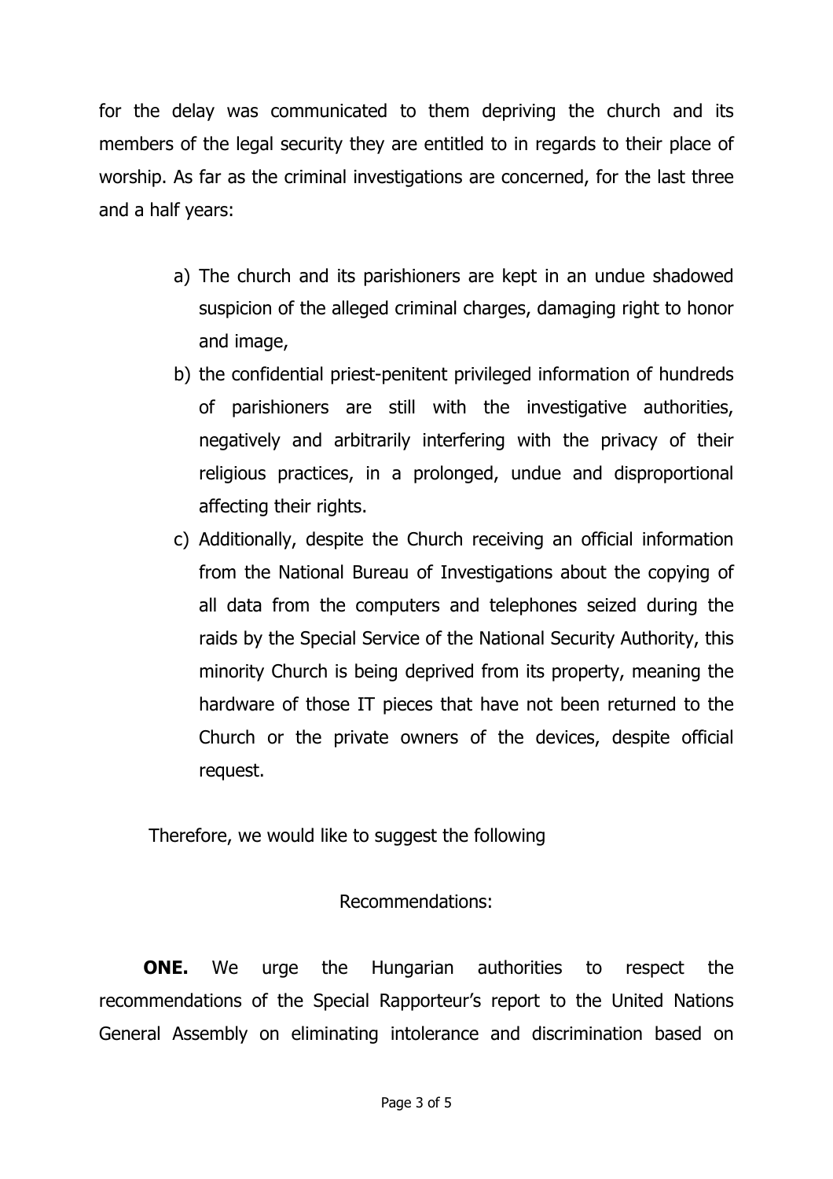for the delay was communicated to them depriving the church and its members of the legal security they are entitled to in regards to their place of worship. As far as the criminal investigations are concerned, for the last three and a half years:

a) The church and its parishioners are kept in an undue shadowed suspicion of the alleged criminal charges, damaging right to honor and image,
b) the confidential priest-penitent privileged information of hundreds of parishioners are still with the investigative authorities, negatively and arbitrarily interfering with the privacy of their religious practices, in a prolonged, undue and disproportional affecting their rights.
c) Additionally, despite the Church receiving an official information from the National Bureau of Investigations about the copying of all data from the computers and telephones seized during the raids by the Special Service of the National Security Authority, this minority Church is being deprived from its property, meaning the hardware of those IT pieces that have not been returned to the Church or the private owners of the devices, despite official request.

Therefore, we would like to suggest the following

Recommendations:

**ONE.** We urge the Hungarian authorities to respect the recommendations of the Special Rapporteur's report to the United Nations General Assembly on eliminating intolerance and discrimination based on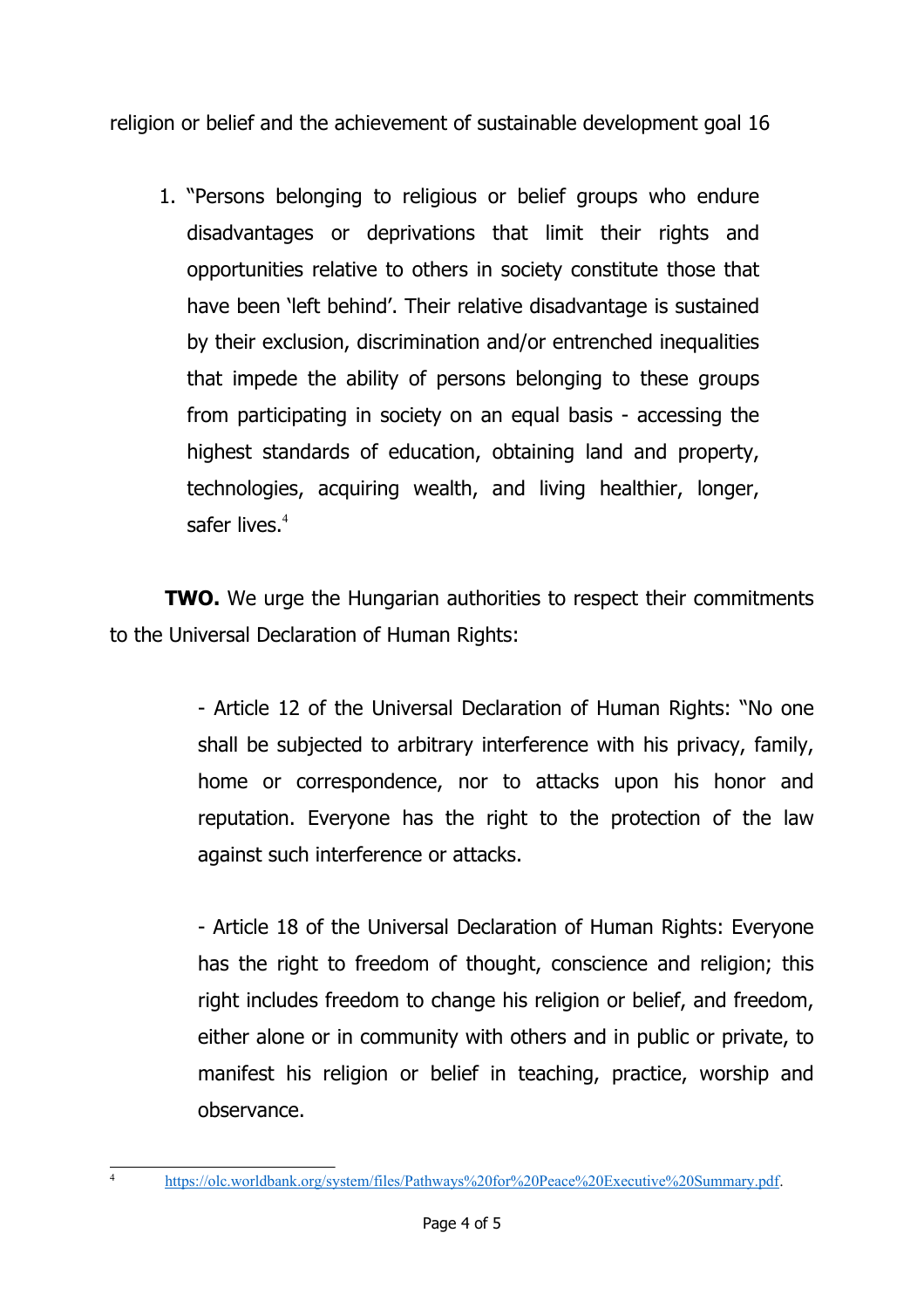religion or belief and the achievement of sustainable development goal 16

1. "Persons belonging to religious or belief groups who endure disadvantages or deprivations that limit their rights and opportunities relative to others in society constitute those that have been 'left behind'. Their relative disadvantage is sustained by their exclusion, discrimination and/or entrenched inequalities that impede the ability of persons belonging to these groups from participating in society on an equal basis - accessing the highest standards of education, obtaining land and property, technologies, acquiring wealth, and living healthier, longer, safer lives.[4]

**TWO.** We urge the Hungarian authorities to respect their commitments to the Universal Declaration of Human Rights:

> - Article 12 of the Universal Declaration of Human Rights: "No one shall be subjected to arbitrary interference with his privacy, family, home or correspondence, nor to attacks upon his honor and reputation. Everyone has the right to the protection of the law against such interference or attacks.
>
> - Article 18 of the Universal Declaration of Human Rights: Everyone has the right to freedom of thought, conscience and religion; this right includes freedom to change his religion or belief, and freedom, either alone or in community with others and in public or private, to manifest his religion or belief in teaching, practice, worship and observance.

[4] https://olc.worldbank.org/system/files/Pathways%20for%20Peace%20Executive%20Summary.pdf.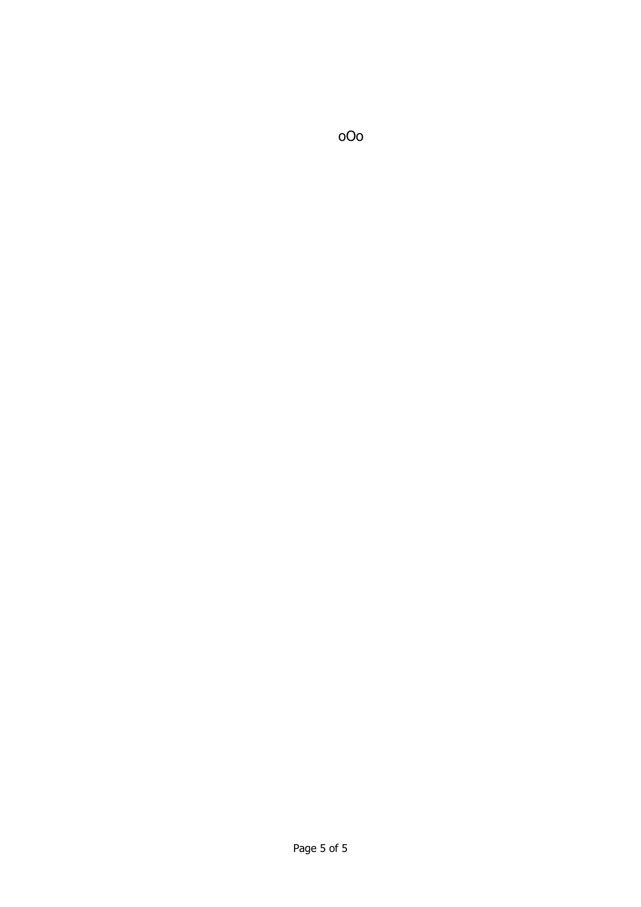oOo